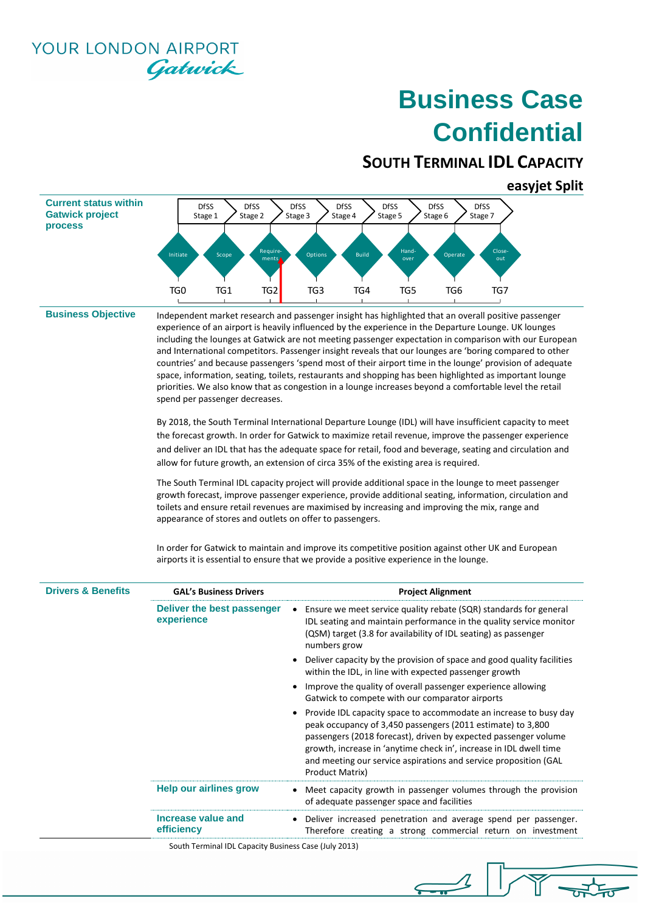YOUR LONDON AIRPORT
Gatwick

# Business Case Confidential

## South Terminal IDL Capacity

### easyjet Split

**Current status within Gatwick project process**

| DfSS Stage 1 | DfSS Stage 2 | DfSS Stage 3 | DfSS Stage 4 | DfSS Stage 5 | DfSS Stage 6 | DfSS Stage 7 | |
|---|---|---|---|---|---|---|---|
| Initiate | Scope | Requirements | Options | Build | Handover | Operate | Close-out |
| TG0 | TG1 | TG2 | TG3 | TG4 | TG5 | TG6 | TG7 |

**Business Objective**

Independent market research and passenger insight has highlighted that an overall positive passenger experience of an airport is heavily influenced by the experience in the Departure Lounge. UK lounges including the lounges at Gatwick are not meeting passenger expectation in comparison with our European and International competitors. Passenger insight reveals that our lounges are 'boring compared to other countries' and because passengers 'spend most of their airport time in the lounge' provision of adequate space, information, seating, toilets, restaurants and shopping has been highlighted as important lounge priorities. We also know that as congestion in a lounge increases beyond a comfortable level the retail spend per passenger decreases.

By 2018, the South Terminal International Departure Lounge (IDL) will have insufficient capacity to meet the forecast growth. In order for Gatwick to maximize retail revenue, improve the passenger experience and deliver an IDL that has the adequate space for retail, food and beverage, seating and circulation and allow for future growth, an extension of circa 35% of the existing area is required.

The South Terminal IDL capacity project will provide additional space in the lounge to meet passenger growth forecast, improve passenger experience, provide additional seating, information, circulation and toilets and ensure retail revenues are maximised by increasing and improving the mix, range and appearance of stores and outlets on offer to passengers.

In order for Gatwick to maintain and improve its competitive position against other UK and European airports it is essential to ensure that we provide a positive experience in the lounge.

**Drivers & Benefits**

| GAL's Business Drivers | Project Alignment |
|---|---|
| **Deliver the best passenger experience** | • Ensure we meet service quality rebate (SQR) standards for general IDL seating and maintain performance in the quality service monitor (QSM) target (3.8 for availability of IDL seating) as passenger numbers grow<br>• Deliver capacity by the provision of space and good quality facilities within the IDL, in line with expected passenger growth<br>• Improve the quality of overall passenger experience allowing Gatwick to compete with our comparator airports<br>• Provide IDL capacity space to accommodate an increase to busy day peak occupancy of 3,450 passengers (2011 estimate) to 3,800 passengers (2018 forecast), driven by expected passenger volume growth, increase in 'anytime check in', increase in IDL dwell time and meeting our service aspirations and service proposition (GAL Product Matrix) |
| **Help our airlines grow** | • Meet capacity growth in passenger volumes through the provision of adequate passenger space and facilities |
| **Increase value and efficiency** | • Deliver increased penetration and average spend per passenger. Therefore creating a strong commercial return on investment |

South Terminal IDL Capacity Business Case (July 2013)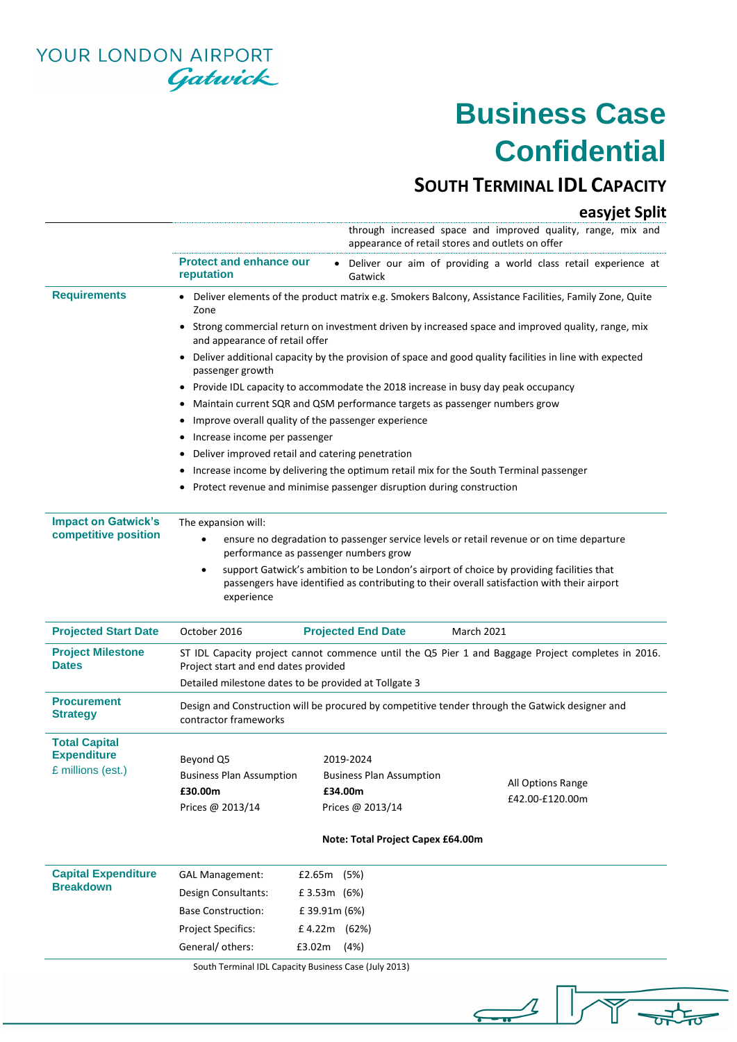# Business Case Confidential

## South Terminal IDL Capacity

### easyjet Split

| | | |
|---|---|---|
| | | through increased space and improved quality, range, mix and appearance of retail stores and outlets on offer |
| | **Protect and enhance our reputation** | • Deliver our aim of providing a world class retail experience at Gatwick |

**Requirements**

- Deliver elements of the product matrix e.g. Smokers Balcony, Assistance Facilities, Family Zone, Quite Zone
- Strong commercial return on investment driven by increased space and improved quality, range, mix and appearance of retail offer
- Deliver additional capacity by the provision of space and good quality facilities in line with expected passenger growth
- Provide IDL capacity to accommodate the 2018 increase in busy day peak occupancy
- Maintain current SQR and QSM performance targets as passenger numbers grow
- Improve overall quality of the passenger experience
- Increase income per passenger
- Deliver improved retail and catering penetration
- Increase income by delivering the optimum retail mix for the South Terminal passenger
- Protect revenue and minimise passenger disruption during construction

**Impact on Gatwick's competitive position**

The expansion will:

- ensure no degradation to passenger service levels or retail revenue or on time departure performance as passenger numbers grow
- support Gatwick's ambition to be London's airport of choice by providing facilities that passengers have identified as contributing to their overall satisfaction with their airport experience

| **Projected Start Date** | October 2016 | **Projected End Date** | March 2021 |
|---|---|---|---|

**Project Milestone Dates**

ST IDL Capacity project cannot commence until the Q5 Pier 1 and Baggage Project completes in 2016. Project start and end dates provided

Detailed milestone dates to be provided at Tollgate 3

**Procurement Strategy**

Design and Construction will be procured by competitive tender through the Gatwick designer and contractor frameworks

**Total Capital Expenditure**
£ millions (est.)

| Beyond Q5 | 2019-2024 | |
|---|---|---|
| Business Plan Assumption | Business Plan Assumption | All Options Range |
| **£30.00m** | **£34.00m** | £42.00-£120.00m |
| Prices @ 2013/14 | Prices @ 2013/14 | |

**Note: Total Project Capex £64.00m**

**Capital Expenditure Breakdown**

| | |
|---|---|
| GAL Management: | £2.65m (5%) |
| Design Consultants: | £ 3.53m (6%) |
| Base Construction: | £ 39.91m (6%) |
| Project Specifics: | £ 4.22m (62%) |
| General/ others: | £3.02m (4%) |

South Terminal IDL Capacity Business Case (July 2013)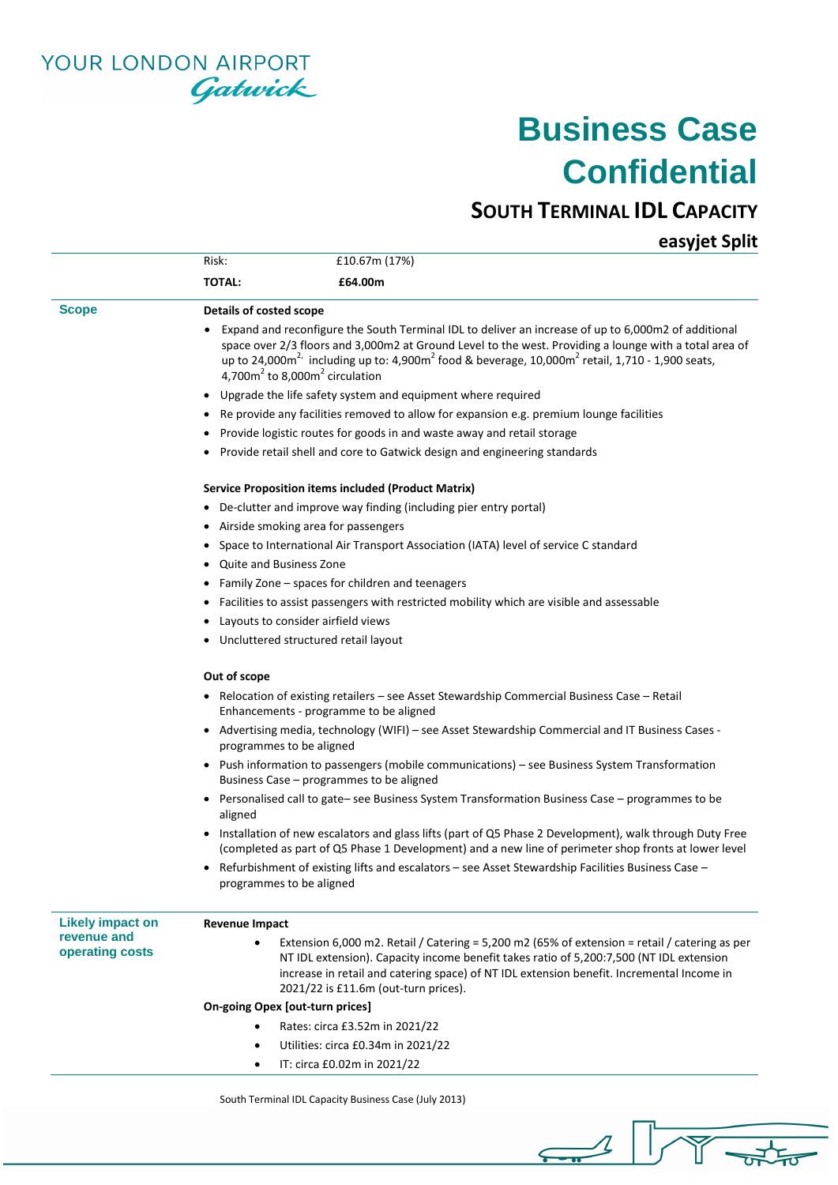# Business Case Confidential

## SOUTH TERMINAL IDL CAPACITY

### easyjet Split

| | | |
|---|---|---|
| | Risk: | £10.67m (17%) |
| | **TOTAL:** | **£64.00m** |

**Scope**

**Details of costed scope**

- Expand and reconfigure the South Terminal IDL to deliver an increase of up to 6,000m2 of additional space over 2/3 floors and 3,000m2 at Ground Level to the west. Providing a lounge with a total area of up to 24,000m$^{2,}$ including up to: 4,900m$^2$ food & beverage, 10,000m$^2$ retail, 1,710 - 1,900 seats, 4,700m$^2$ to 8,000m$^2$ circulation
- Upgrade the life safety system and equipment where required
- Re provide any facilities removed to allow for expansion e.g. premium lounge facilities
- Provide logistic routes for goods in and waste away and retail storage
- Provide retail shell and core to Gatwick design and engineering standards

**Service Proposition items included (Product Matrix)**

- De-clutter and improve way finding (including pier entry portal)
- Airside smoking area for passengers
- Space to International Air Transport Association (IATA) level of service C standard
- Quite and Business Zone
- Family Zone – spaces for children and teenagers
- Facilities to assist passengers with restricted mobility which are visible and assessable
- Layouts to consider airfield views
- Uncluttered structured retail layout

**Out of scope**

- Relocation of existing retailers – see Asset Stewardship Commercial Business Case – Retail Enhancements - programme to be aligned
- Advertising media, technology (WIFI) – see Asset Stewardship Commercial and IT Business Cases - programmes to be aligned
- Push information to passengers (mobile communications) – see Business System Transformation Business Case – programmes to be aligned
- Personalised call to gate– see Business System Transformation Business Case – programmes to be aligned
- Installation of new escalators and glass lifts (part of Q5 Phase 2 Development), walk through Duty Free (completed as part of Q5 Phase 1 Development) and a new line of perimeter shop fronts at lower level
- Refurbishment of existing lifts and escalators – see Asset Stewardship Facilities Business Case – programmes to be aligned

**Likely impact on revenue and operating costs**

**Revenue Impact**

- Extension 6,000 m2. Retail / Catering = 5,200 m2 (65% of extension = retail / catering as per NT IDL extension). Capacity income benefit takes ratio of 5,200:7,500 (NT IDL extension increase in retail and catering space) of NT IDL extension benefit. Incremental Income in 2021/22 is £11.6m (out-turn prices).

**On-going Opex [out-turn prices]**

- Rates: circa £3.52m in 2021/22
- Utilities: circa £0.34m in 2021/22
- IT: circa £0.02m in 2021/22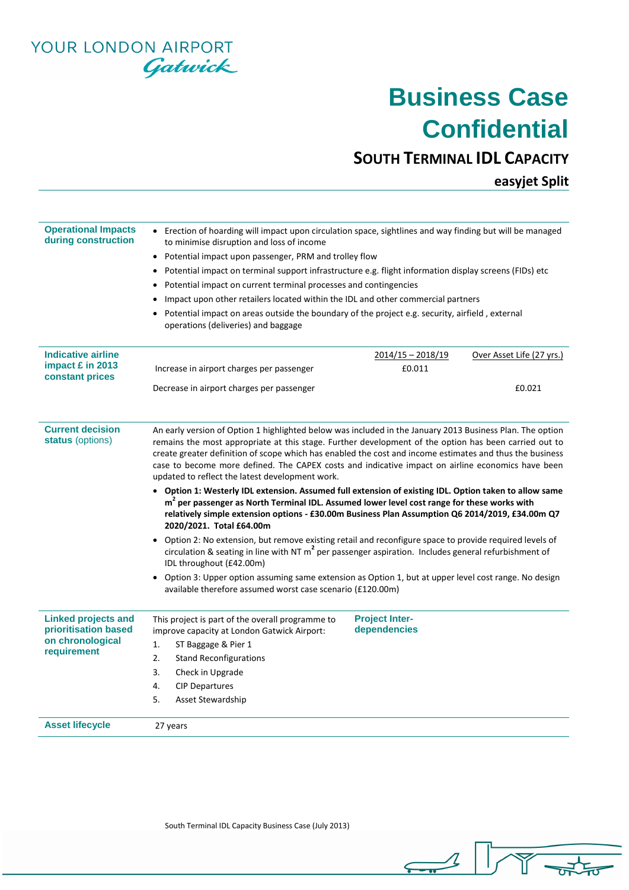YOUR LONDON AIRPORT Gatwick

# Business Case Confidential

## SOUTH TERMINAL IDL CAPACITY

### easyjet Split

**Operational Impacts during construction**

- Erection of hoarding will impact upon circulation space, sightlines and way finding but will be managed to minimise disruption and loss of income
- Potential impact upon passenger, PRM and trolley flow
- Potential impact on terminal support infrastructure e.g. flight information display screens (FIDs) etc
- Potential impact on current terminal processes and contingencies
- Impact upon other retailers located within the IDL and other commercial partners
- Potential impact on areas outside the boundary of the project e.g. security, airfield , external operations (deliveries) and baggage

**Indicative airline impact £ in 2013 constant prices**

| | 2014/15 – 2018/19 | Over Asset Life (27 yrs.) |
|---|---|---|
| Increase in airport charges per passenger | £0.011 | |
| Decrease in airport charges per passenger | | £0.021 |

**Current decision status** (options)

An early version of Option 1 highlighted below was included in the January 2013 Business Plan. The option remains the most appropriate at this stage. Further development of the option has been carried out to create greater definition of scope which has enabled the cost and income estimates and thus the business case to become more defined. The CAPEX costs and indicative impact on airline economics have been updated to reflect the latest development work.

- **Option 1: Westerly IDL extension. Assumed full extension of existing IDL. Option taken to allow same $m^2$ per passenger as North Terminal IDL. Assumed lower level cost range for these works with relatively simple extension options - £30.00m Business Plan Assumption Q6 2014/2019, £34.00m Q7 2020/2021. Total £64.00m**
- Option 2: No extension, but remove existing retail and reconfigure space to provide required levels of circulation & seating in line with NT $m^2$ per passenger aspiration. Includes general refurbishment of IDL throughput (£42.00m)
- Option 3: Upper option assuming same extension as Option 1, but at upper level cost range. No design available therefore assumed worst case scenario (£120.00m)

**Linked projects and prioritisation based on chronological requirement**

This project is part of the overall programme to improve capacity at London Gatwick Airport:

1. ST Baggage & Pier 1
2. Stand Reconfigurations
3. Check in Upgrade
4. CIP Departures
5. Asset Stewardship

**Project Inter-dependencies**

**Asset lifecycle**

27 years

South Terminal IDL Capacity Business Case (July 2013)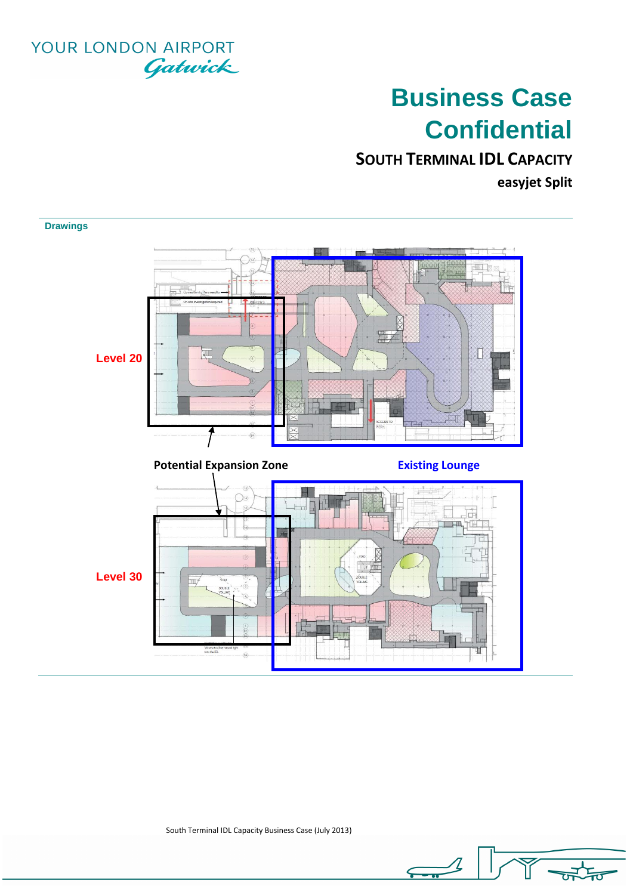# Business Case Confidential

## South Terminal IDL Capacity

**easyjet Split**

**Drawings**

**Level 20**

**Potential Expansion Zone**

**Existing Lounge**

**Level 30**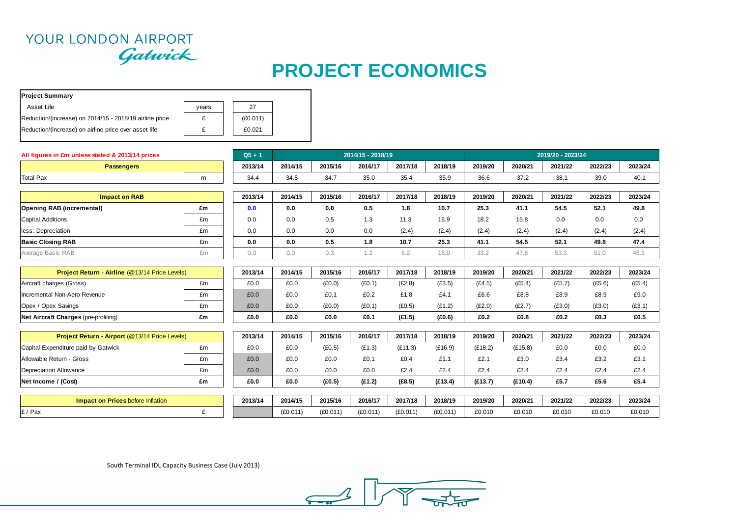YOUR LONDON AIRPORT Gatwick

# PROJECT ECONOMICS

| Project Summary | | |
|---|---|---|
| Asset Life | years | 27 |
| Reduction/(increase) on 2014/15 - 2018/19 airline price | £ | (£0.011) |
| Reduction/(increase) on airline price over asset life | £ | £0.021 |

**All figures in £m unless stated & 2013/14 prices**

| | | Q5 + 1 | 2014/15 - 2018/19 | | | | | 2019/20 - 2023/24 | | | | |
|---|---|---|---|---|---|---|---|---|---|---|---|---|
| **Passengers** | | 2013/14 | 2014/15 | 2015/16 | 2016/17 | 2017/18 | 2018/19 | 2019/20 | 2020/21 | 2021/22 | 2022/23 | 2023/24 |
| Total Pax | m | 34.4 | 34.5 | 34.7 | 35.0 | 35.4 | 35.9 | 36.6 | 37.2 | 38.1 | 39.0 | 40.1 |
| **Impact on RAB** | | 2013/14 | 2014/15 | 2015/16 | 2016/17 | 2017/18 | 2018/19 | 2019/20 | 2020/21 | 2021/22 | 2022/23 | 2023/24 |
| **Opening RAB (incremental)** | **£m** | **0.0** | **0.0** | **0.0** | **0.5** | **1.8** | **10.7** | **25.3** | **41.1** | **54.5** | **52.1** | **49.8** |
| Capital Additions | £m | 0.0 | 0.0 | 0.5 | 1.3 | 11.3 | 16.9 | 18.2 | 15.8 | 0.0 | 0.0 | 0.0 |
| less: Depreciation | £m | 0.0 | 0.0 | 0.0 | 0.0 | (2.4) | (2.4) | (2.4) | (2.4) | (2.4) | (2.4) | (2.4) |
| **Basic Closing RAB** | £m | **0.0** | **0.0** | **0.5** | **1.8** | **10.7** | **25.3** | **41.1** | **54.5** | **52.1** | **49.8** | **47.4** |
| Average Basic RAB | £m | 0.0 | 0.0 | 0.3 | 1.2 | 6.2 | 18.0 | 33.2 | 47.8 | 53.3 | 51.0 | 48.6 |
| **Project Return - Airline** (@13/14 Price Levels) | | 2013/14 | 2014/15 | 2015/16 | 2016/17 | 2017/18 | 2018/19 | 2019/20 | 2020/21 | 2021/22 | 2022/23 | 2023/24 |
| Aircraft charges (Gross) | £m | £0.0 | £0.0 | (£0.0) | (£0.1) | (£2.8) | (£3.5) | (£4.5) | (£5.4) | (£5.7) | (£5.6) | (£5.4) |
| Incremental Non-Aero Revenue | £m | £0.0 | £0.0 | £0.1 | £0.2 | £1.8 | £4.1 | £6.6 | £8.8 | £8.9 | £8.9 | £9.0 |
| Opex / Opex Savings | £m | £0.0 | £0.0 | (£0.0) | (£0.1) | (£0.5) | (£1.2) | (£2.0) | (£2.7) | (£3.0) | (£3.0) | (£3.1) |
| **Net Aircraft Charges** (pre-profiling) | **£m** | **£0.0** | **£0.0** | **£0.0** | **£0.1** | **(£1.5)** | **(£0.6)** | **£0.2** | **£0.8** | **£0.2** | **£0.3** | **£0.5** |
| **Project Return - Airport** (@13/14 Price Levels) | | 2013/14 | 2014/15 | 2015/16 | 2016/17 | 2017/18 | 2018/19 | 2019/20 | 2020/21 | 2021/22 | 2022/23 | 2023/24 |
| Capital Expenditure paid by Gatwick | £m | £0.0 | £0.0 | (£0.5) | (£1.3) | (£11.3) | (£16.9) | (£18.2) | (£15.8) | £0.0 | £0.0 | £0.0 |
| Allowable Return - Gross | £m | £0.0 | £0.0 | £0.0 | £0.1 | £0.4 | £1.1 | £2.1 | £3.0 | £3.4 | £3.2 | £3.1 |
| Depreciation Allowance | £m | £0.0 | £0.0 | £0.0 | £0.0 | £2.4 | £2.4 | £2.4 | £2.4 | £2.4 | £2.4 | £2.4 |
| **Net Income / (Cost)** | **£m** | **£0.0** | **£0.0** | **(£0.5)** | **(£1.2)** | **(£8.5)** | **(£13.4)** | **(£13.7)** | **(£10.4)** | **£5.7** | **£5.6** | **£5.4** |
| **Impact on Prices** before Inflation | | 2013/14 | 2014/15 | 2015/16 | 2016/17 | 2017/18 | 2018/19 | 2019/20 | 2020/21 | 2021/22 | 2022/23 | 2023/24 |
| £ / Pax | £ | | (£0.011) | (£0.011) | (£0.011) | (£0.011) | (£0.011) | £0.010 | £0.010 | £0.010 | £0.010 | £0.010 |

South Terminal IDL Capacity Business Case (July 2013)